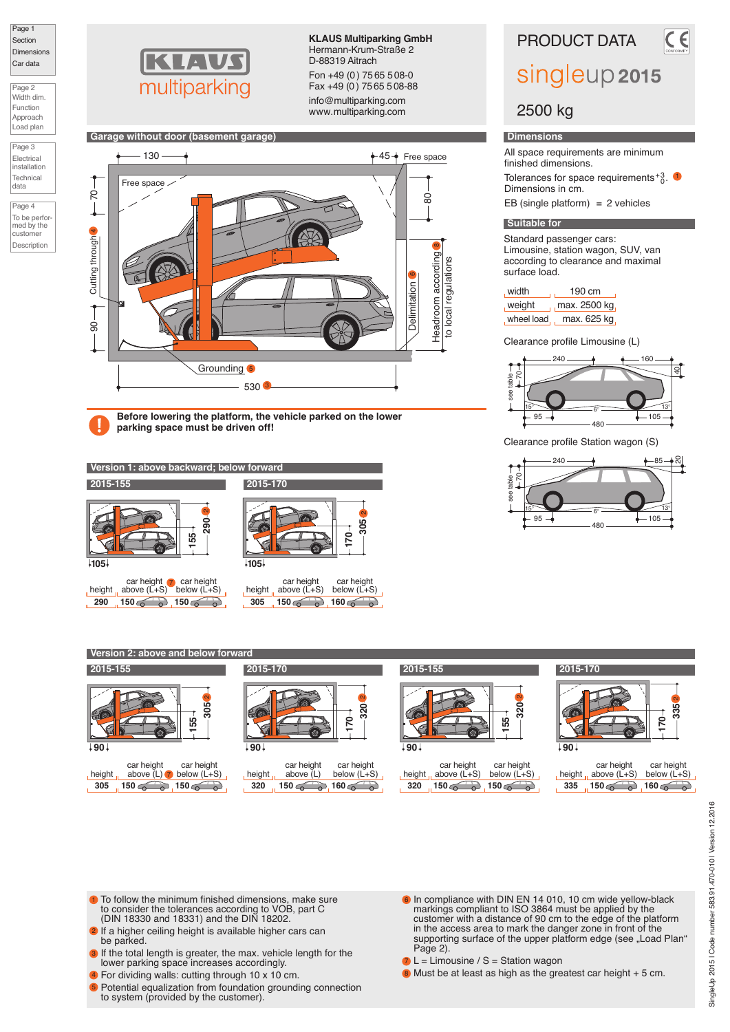Page 1
Section
Dimensions
Car data

Page 2
Width dim.
Function
Approach
Load plan

Page 3
Electrical installation
Technical data

Page 4
To be performed by the customer
Description

**KLAUS multiparking**

**KLAUS Multiparking GmbH**
Hermann-Krum-Straße 2
D-88319 Aitrach

Fon +49 (0) 75 65 5 08-0
Fax +49 (0) 75 65 5 08-88

info@multiparking.com
www.multiparking.com

# PRODUCT DATA

# singleup 2015

## 2500 kg

## Garage without door (basement garage)

130 | 45 | Free space | Free space | 70 | 80 | Cutting through 4 | 90 | Delimitation 6 | Headroom according 8 to local regulations | Grounding 5 | 530 3

**Before lowering the platform, the vehicle parked on the lower parking space must be driven off!**

## Dimensions

All space requirements are minimum finished dimensions.

Tolerances for space requirements $^{+3}_{0}$. 1
Dimensions in cm.

EB (single platform) = 2 vehicles

## Suitable for

Standard passenger cars:
Limousine, station wagon, SUV, van according to clearance and maximal surface load.

| | |
|---|---|
| width | 190 cm |
| weight | max. 2500 kg |
| wheel load | max. 625 kg |

Clearance profile Limousine (L)

240 | 160 | 40 | 70 | see table | 15° | 6° | 13° | 95 | 105 | 480

Clearance profile Station wagon (S)

240 | 85 | 20 | 70 | see table | 15° | 6° | 13° | 95 | 105 | 480

## Version 1: above backward; below forward

### 2015-155

290 2 | 155 | 105

| height | car height above (L+S) 7 | car height below (L+S) |
|---|---|---|
| 290 | 150 | 150 |

### 2015-170

305 2 | 170 | 105

| height | car height above (L+S) | car height below (L+S) |
|---|---|---|
| 305 | 150 | 160 |

## Version 2: above and below forward

### 2015-155

305 2 | 155 | 90

| height | car height above (L) 7 | car height below (L+S) |
|---|---|---|
| 305 | 150 | 150 |

### 2015-170

320 2 | 170 | 90

| height | car height above (L) | car height below (L+S) |
|---|---|---|
| 320 | 150 | 160 |

### 2015-155

320 2 | 155 | 90

| height | car height above (L+S) | car height below (L+S) |
|---|---|---|
| 320 | 150 | 150 |

### 2015-170

335 2 | 170 | 90

| height | car height above (L+S) | car height below (L+S) |
|---|---|---|
| 335 | 150 | 160 |

1. To follow the minimum finished dimensions, make sure to consider the tolerances according to VOB, part C (DIN 18330 and 18331) and the DIN 18202.
2. If a higher ceiling height is available higher cars can be parked.
3. If the total length is greater, the max. vehicle length for the lower parking space increases accordingly.
4. For dividing walls: cutting through 10 x 10 cm.
5. Potential equalization from foundation grounding connection to system (provided by the customer).
6. In compliance with DIN EN 14 010, 10 cm wide yellow-black markings compliant to ISO 3864 must be applied by the customer with a distance of 90 cm to the edge of the platform in the access area to mark the danger zone in front of the supporting surface of the upper platform edge (see „Load Plan“ Page 2).
7. L = Limousine / S = Station wagon
8. Must be at least as high as the greatest car height + 5 cm.

SingleUp 2015 | Code number 583.91.470-010 | Version 12.2016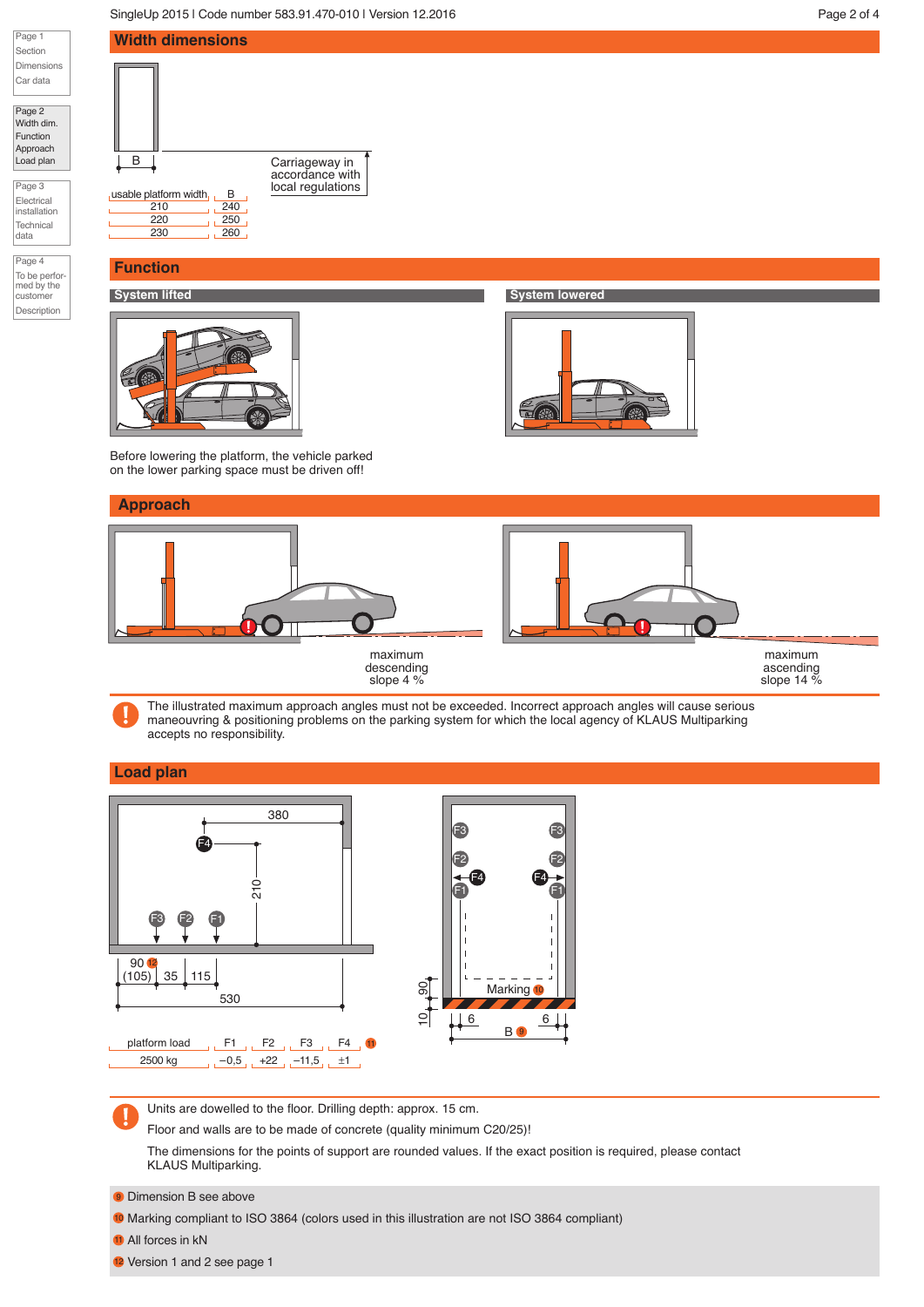## Width dimensions

B

Carriageway in accordance with local regulations

| usable platform width | B |
|---|---|
| 210 | 240 |
| 220 | 250 |
| 230 | 260 |

## Function

### System lifted

### System lowered

Before lowering the platform, the vehicle parked on the lower parking space must be driven off!

## Approach

maximum descending slope 4 %

maximum ascending slope 14 %

The illustrated maximum approach angles must not be exceeded. Incorrect approach angles will cause serious maneouvring & positioning problems on the parking system for which the local agency of KLAUS Multiparking accepts no responsibility.

## Load plan

380

210

F4 F3 F2 F1

90 [12] (105) 35 115

530

Marking [10]

10 90

6 6

B [9]

| platform load | F1 | F2 | F3 | F4 [11] |
|---|---|---|---|---|
| 2500 kg | –0,5 | +22 | –11,5 | ±1 |

Units are dowelled to the floor. Drilling depth: approx. 15 cm.

Floor and walls are to be made of concrete (quality minimum C20/25)!

The dimensions for the points of support are rounded values. If the exact position is required, please contact KLAUS Multiparking.

[9] Dimension B see above

[10] Marking compliant to ISO 3864 (colors used in this illustration are not ISO 3864 compliant)

[11] All forces in kN

[12] Version 1 and 2 see page 1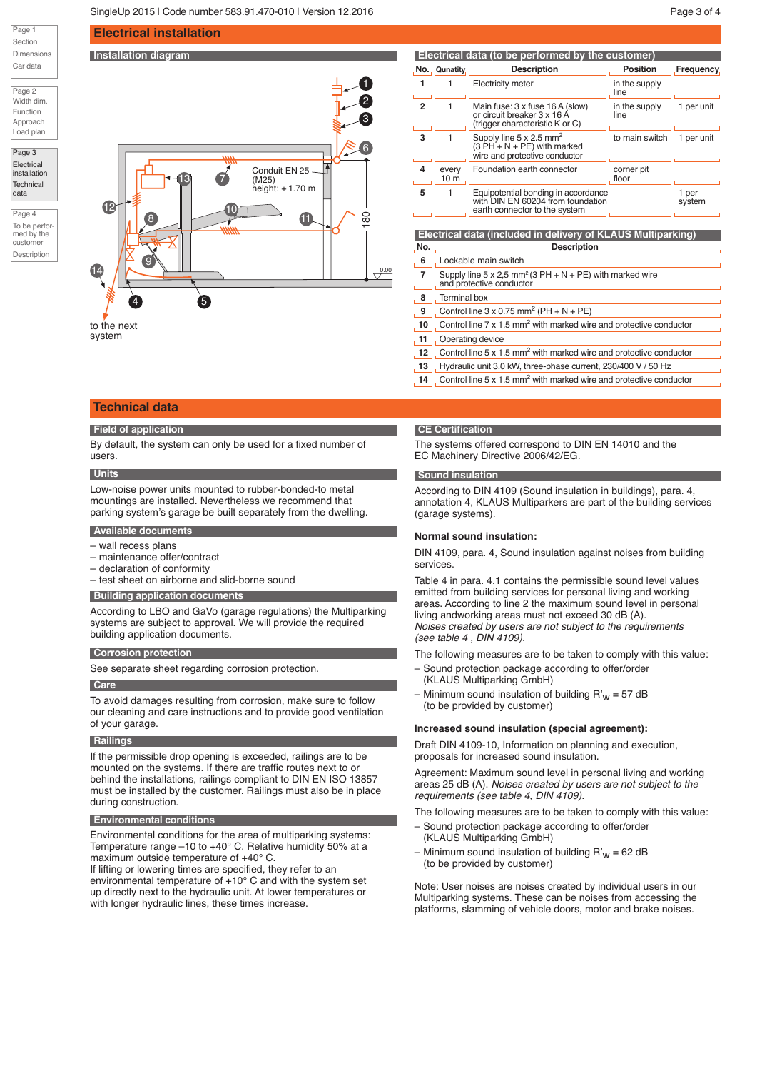# Electrical installation

## Installation diagram

Conduit EN 25 (M25) height: + 1.70 m

to the next system

## Electrical data (to be performed by the customer)

| No. | Quantity | Description | Position | Frequency |
|---|---|---|---|---|
| 1 | 1 | Electricity meter | in the supply line | |
| 2 | 1 | Main fuse: 3 x fuse 16 A (slow) or circuit breaker 3 x 16 A (trigger characteristic K or C) | in the supply line | 1 per unit |
| 3 | 1 | Supply line 5 x 2.5 mm² (3 PH + N + PE) with marked wire and protective conductor | to main switch | 1 per unit |
| 4 | every 10 m | Foundation earth connector | corner pit floor | |
| 5 | 1 | Equipotential bonding in accordance with DIN EN 60204 from foundation earth connector to the system | | 1 per system |

## Electrical data (included in delivery of KLAUS Multiparking)

| No. | Description |
|---|---|
| 6 | Lockable main switch |
| 7 | Supply line 5 x 2,5 mm² (3 PH + N + PE) with marked wire and protective conductor |
| 8 | Terminal box |
| 9 | Control line 3 x 0.75 mm² (PH + N + PE) |
| 10 | Control line 7 x 1.5 mm² with marked wire and protective conductor |
| 11 | Operating device |
| 12 | Control line 5 x 1.5 mm² with marked wire and protective conductor |
| 13 | Hydraulic unit 3.0 kW, three-phase current, 230/400 V / 50 Hz |
| 14 | Control line 5 x 1.5 mm² with marked wire and protective conductor |

# Technical data

## Field of application

By default, the system can only be used for a fixed number of users.

## Units

Low-noise power units mounted to rubber-bonded-to metal mountings are installed. Nevertheless we recommend that parking system's garage be built separately from the dwelling.

## Available documents

- wall recess plans
- maintenance offer/contract
- declaration of conformity
- test sheet on airborne and slid-borne sound

## Building application documents

According to LBO and GaVo (garage regulations) the Multiparking systems are subject to approval. We will provide the required building application documents.

## Corrosion protection

See separate sheet regarding corrosion protection.

## Care

To avoid damages resulting from corrosion, make sure to follow our cleaning and care instructions and to provide good ventilation of your garage.

## Railings

If the permissible drop opening is exceeded, railings are to be mounted on the systems. If there are traffic routes next to or behind the installations, railings compliant to DIN EN ISO 13857 must be installed by the customer. Railings must also be in place during construction.

## Environmental conditions

Environmental conditions for the area of multiparking systems: Temperature range –10 to +40° C. Relative humidity 50% at a maximum outside temperature of +40° C.
If lifting or lowering times are specified, they refer to an environmental temperature of +10° C and with the system set up directly next to the hydraulic unit. At lower temperatures or with longer hydraulic lines, these times increase.

## CE Certification

The systems offered correspond to DIN EN 14010 and the EC Machinery Directive 2006/42/EG.

## Sound insulation

According to DIN 4109 (Sound insulation in buildings), para. 4, annotation 4, KLAUS Multiparkers are part of the building services (garage systems).

### Normal sound insulation:

DIN 4109, para. 4, Sound insulation against noises from building services.

Table 4 in para. 4.1 contains the permissible sound level values emitted from building services for personal living and working areas. According to line 2 the maximum sound level in personal living andworking areas must not exceed 30 dB (A).
*Noises created by users are not subject to the requirements (see table 4 , DIN 4109).*

The following measures are to be taken to comply with this value:

- Sound protection package according to offer/order (KLAUS Multiparking GmbH)
- Minimum sound insulation of building $R'_w$ = 57 dB (to be provided by customer)

### Increased sound insulation (special agreement):

Draft DIN 4109-10, Information on planning and execution, proposals for increased sound insulation.

Agreement: Maximum sound level in personal living and working areas 25 dB (A). *Noises created by users are not subject to the requirements (see table 4, DIN 4109).*

The following measures are to be taken to comply with this value:

- Sound protection package according to offer/order (KLAUS Multiparking GmbH)
- Minimum sound insulation of building $R'_w$ = 62 dB (to be provided by customer)

Note: User noises are noises created by individual users in our Multiparking systems. These can be noises from accessing the platforms, slamming of vehicle doors, motor and brake noises.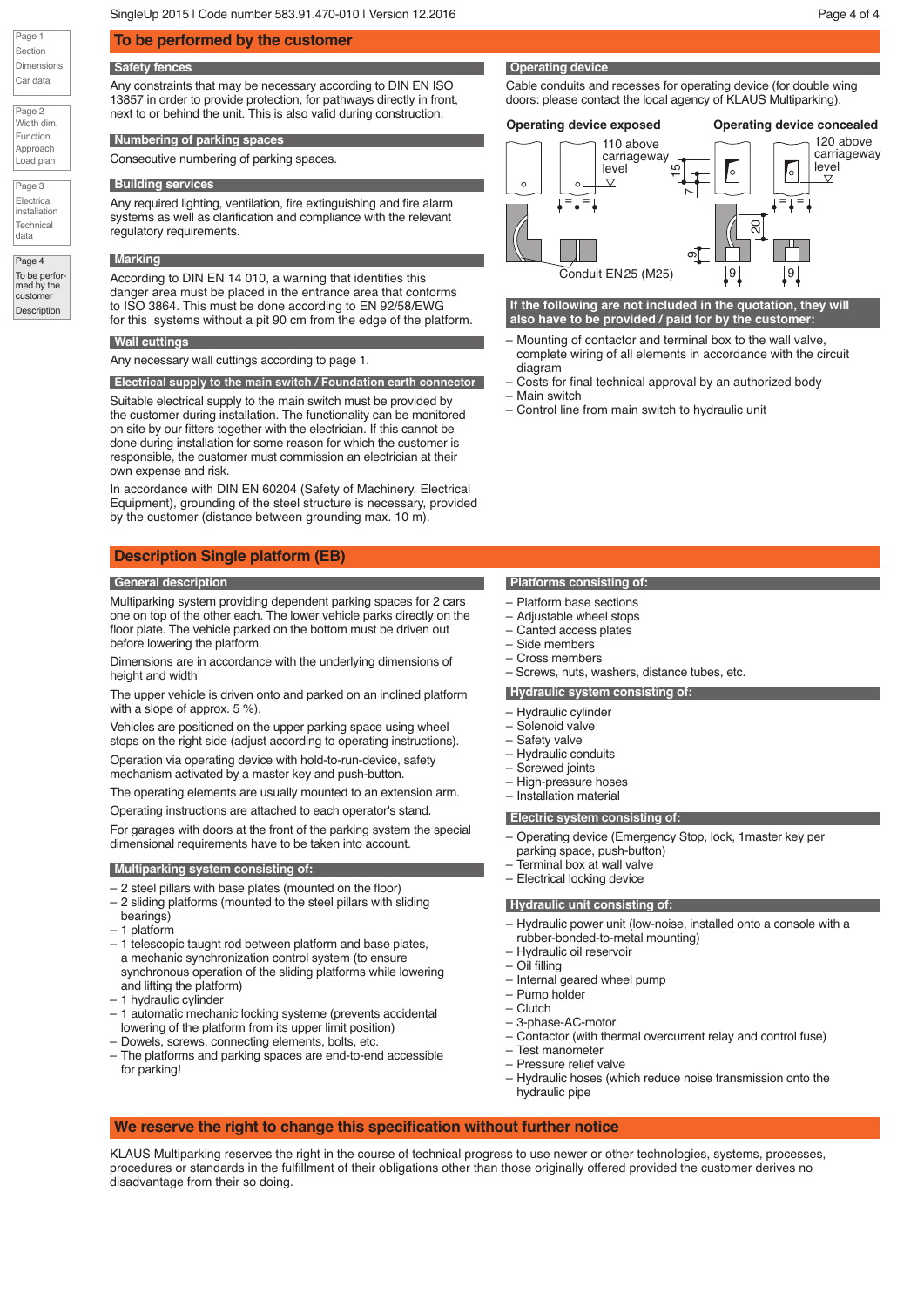## To be performed by the customer

### Safety fences

Any constraints that may be necessary according to DIN EN ISO 13857 in order to provide protection, for pathways directly in front, next to or behind the unit. This is also valid during construction.

### Numbering of parking spaces

Consecutive numbering of parking spaces.

### Building services

Any required lighting, ventilation, fire extinguishing and fire alarm systems as well as clarification and compliance with the relevant regulatory requirements.

### Marking

According to DIN EN 14 010, a warning that identifies this danger area must be placed in the entrance area that conforms to ISO 3864. This must be done according to EN 92/58/EWG for this systems without a pit 90 cm from the edge of the platform.

### Wall cuttings

Any necessary wall cuttings according to page 1.

### Electrical supply to the main switch / Foundation earth connector

Suitable electrical supply to the main switch must be provided by the customer during installation. The functionality can be monitored on site by our fitters together with the electrician. If this cannot be done during installation for some reason for which the customer is responsible, the customer must commission an electrician at their own expense and risk.

In accordance with DIN EN 60204 (Safety of Machinery. Electrical Equipment), grounding of the steel structure is necessary, provided by the customer (distance between grounding max. 10 m).

### Operating device

Cable conduits and recesses for operating device (for double wing doors: please contact the local agency of KLAUS Multiparking).

**Operating device exposed**

110 above carriageway level

15

7

9

Conduit EN25 (M25)

9

**Operating device concealed**

120 above carriageway level

20

9

### If the following are not included in the quotation, they will also have to be provided / paid for by the customer:

- Mounting of contactor and terminal box to the wall valve, complete wiring of all elements in accordance with the circuit diagram
- Costs for final technical approval by an authorized body
- Main switch
- Control line from main switch to hydraulic unit

## Description Single platform (EB)

### General description

Multiparking system providing dependent parking spaces for 2 cars one on top of the other each. The lower vehicle parks directly on the floor plate. The vehicle parked on the bottom must be driven out before lifting the platform.

Dimensions are in accordance with the underlying dimensions of height and width

The upper vehicle is driven onto and parked on an inclined platform with a slope of approx. 5 %).

Vehicles are positioned on the upper parking space using wheel stops on the right side (adjust according to operating instructions).

Operation via operating device with hold-to-run-device, safety mechanism activated by a master key and push-button.

The operating elements are usually mounted to an extension arm.

Operating instructions are attached to each operator's stand.

For garages with doors at the front of the parking system the special dimensional requirements have to be taken into account.

### Multiparking system consisting of:

- 2 steel pillars with base plates (mounted on the floor)
- 2 sliding platforms (mounted to the steel pillars with sliding bearings)
- 1 platform
- 1 telescopic taught rod between platform and base plates, a mechanic synchronization control system (to ensure synchronous operation of the sliding platforms while lowering and lifting the platform)
- 1 hydraulic cylinder
- 1 automatic mechanic locking systeme (prevents accidental lowering of the platform from its upper limit position)
- Dowels, screws, connecting elements, bolts, etc.
- The platforms and parking spaces are end-to-end accessible for parking!

### Platforms consisting of:

- Platform base sections
- Adjustable wheel stops
- Canted access plates
- Side members
- Cross members
- Screws, nuts, washers, distance tubes, etc.

### Hydraulic system consisting of:

- Hydraulic cylinder
- Solenoid valve
- Safety valve
- Hydraulic conduits
- Screwed joints
- High-pressure hoses
- Installation material

### Electric system consisting of:

- Operating device (Emergency Stop, lock, 1master key per parking space, push-button)
- Terminal box at wall valve
- Electrical locking device

### Hydraulic unit consisting of:

- Hydraulic power unit (low-noise, installed onto a console with a rubber-bonded-to-metal mounting)
- Hydraulic oil reservoir
- Oil filling
- Internal geared wheel pump
- Pump holder
- Clutch
- 3-phase-AC-motor
- Contactor (with thermal overcurrent relay and control fuse)
- Test manometer
- Pressure relief valve
- Hydraulic hoses (which reduce noise transmission onto the hydraulic pipe

## We reserve the right to change this specification without further notice

KLAUS Multiparking reserves the right in the course of technical progress to use newer or other technologies, systems, processes, procedures or standards in the fulfillment of their obligations other than those originally offered provided the customer derives no disadvantage from their so doing.